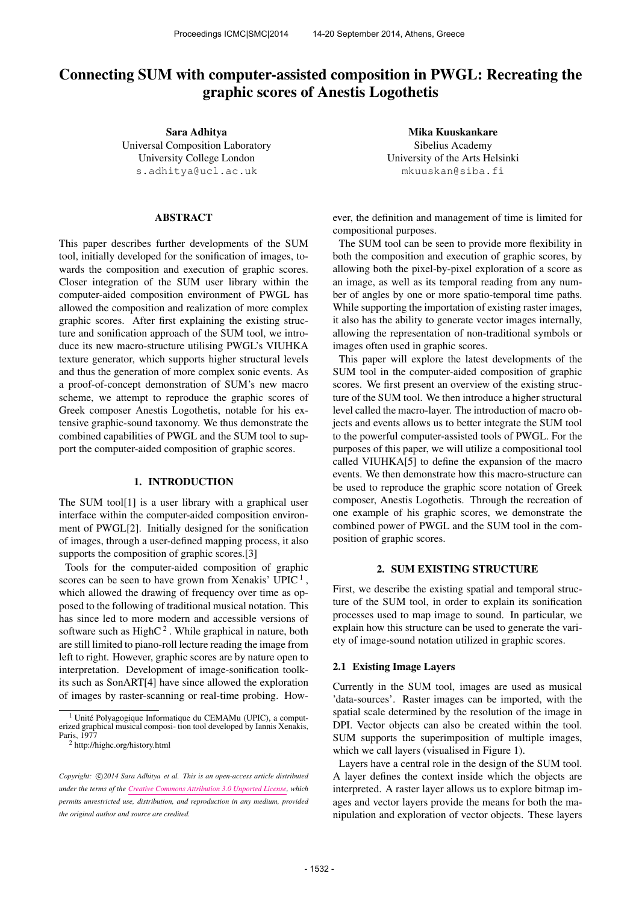# Connecting SUM with computer-assisted composition in PWGL: Recreating the graphic scores of Anestis Logothetis

**Sara Adhitya**
Universal Composition Laboratory
University College London
s.adhitya@ucl.ac.uk

**Mika Kuuskankare**
Sibelius Academy
University of the Arts Helsinki
mkuuskan@siba.fi

## ABSTRACT

This paper describes further developments of the SUM tool, initially developed for the sonification of images, towards the composition and execution of graphic scores. Closer integration of the SUM user library within the computer-aided composition environment of PWGL has allowed the composition and realization of more complex graphic scores. After first explaining the existing structure and sonification approach of the SUM tool, we introduce its new macro-structure utilising PWGL's VIUHKA texture generator, which supports higher structural levels and thus the generation of more complex sonic events. As a proof-of-concept demonstration of SUM's new macro scheme, we attempt to reproduce the graphic scores of Greek composer Anestis Logothetis, notable for his extensive graphic-sound taxonomy. We thus demonstrate the combined capabilities of PWGL and the SUM tool to support the computer-aided composition of graphic scores.

## 1. INTRODUCTION

The SUM tool[1] is a user library with a graphical user interface within the computer-aided composition environment of PWGL[2]. Initially designed for the sonification of images, through a user-defined mapping process, it also supports the composition of graphic scores.[3]

Tools for the computer-aided composition of graphic scores can be seen to have grown from Xenakis' UPIC [1], which allowed the drawing of frequency over time as opposed to the following of traditional musical notation. This has since led to more modern and accessible versions of software such as HighC [2]. While graphical in nature, both are still limited to piano-roll lecture reading the image from left to right. However, graphic scores are by nature open to interpretation. Development of image-sonification toolkits such as SonART[4] have since allowed the exploration of images by raster-scanning or real-time probing. However, the definition and management of time is limited for compositional purposes.

The SUM tool can be seen to provide more flexibility in both the composition and execution of graphic scores, by allowing both the pixel-by-pixel exploration of a score as an image, as well as its temporal reading from any number of angles by one or more spatio-temporal time paths. While supporting the importation of existing raster images, it also has the ability to generate vector images internally, allowing the representation of non-traditional symbols or images often used in graphic scores.

This paper will explore the latest developments of the SUM tool in the computer-aided composition of graphic scores. We first present an overview of the existing structure of the SUM tool. We then introduce a higher structural level called the macro-layer. The introduction of macro objects and events allows us to better integrate the SUM tool to the powerful computer-assisted tools of PWGL. For the purposes of this paper, we will utilize a compositional tool called VIUHKA[5] to define the expansion of the macro events. We then demonstrate how this macro-structure can be used to reproduce the graphic score notation of Greek composer, Anestis Logothetis. Through the recreation of one example of his graphic scores, we demonstrate the combined power of PWGL and the SUM tool in the composition of graphic scores.

## 2. SUM EXISTING STRUCTURE

First, we describe the existing spatial and temporal structure of the SUM tool, in order to explain its sonification processes used to map image to sound. In particular, we explain how this structure can be used to generate the variety of image-sound notation utilized in graphic scores.

### 2.1 Existing Image Layers

Currently in the SUM tool, images are used as musical 'data-sources'. Raster images can be imported, with the spatial scale determined by the resolution of the image in DPI. Vector objects can also be created within the tool. SUM supports the superimposition of multiple images, which we call layers (visualised in Figure 1).

Layers have a central role in the design of the SUM tool. A layer defines the context inside which the objects are interpreted. A raster layer allows us to explore bitmap images and vector layers provide the means for both the manipulation and exploration of vector objects. These layers

[1] Unité Polyagogique Informatique du CEMAMu (UPIC), a computerized graphical musical composi- tion tool developed by Iannis Xenakis, Paris, 1977

[2] http://highc.org/history.html

*Copyright: ©2014 Sara Adhitya et al. This is an open-access article distributed under the terms of the Creative Commons Attribution 3.0 Unported License, which permits unrestricted use, distribution, and reproduction in any medium, provided the original author and source are credited.*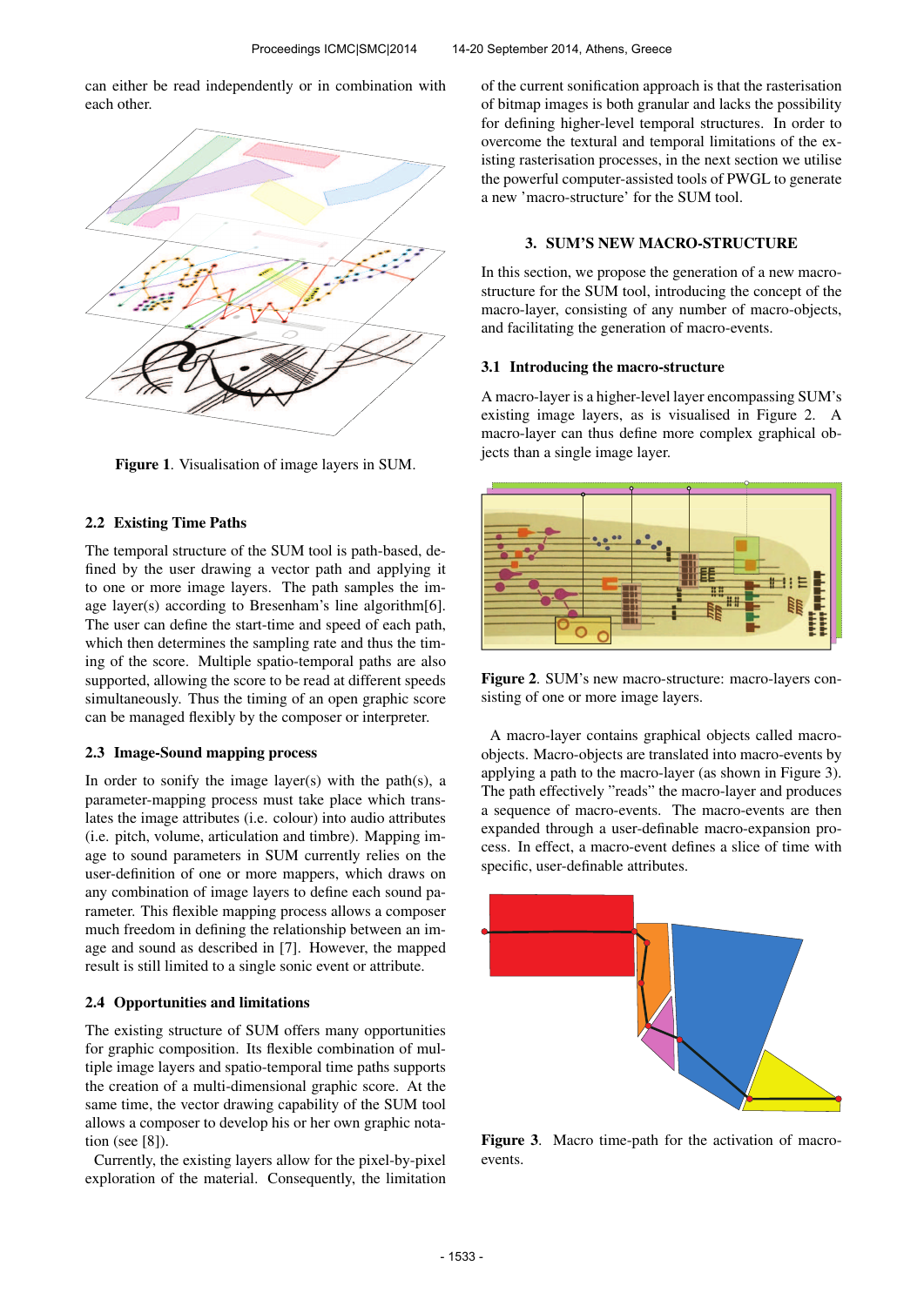can either be read independently or in combination with each other.

Figure 1. Visualisation of image layers in SUM.

### 2.2 Existing Time Paths

The temporal structure of the SUM tool is path-based, defined by the user drawing a vector path and applying it to one or more image layers. The path samples the image layer(s) according to Bresenham's line algorithm[6]. The user can define the start-time and speed of each path, which then determines the sampling rate and thus the timing of the score. Multiple spatio-temporal paths are also supported, allowing the score to be read at different speeds simultaneously. Thus the timing of an open graphic score can be managed flexibly by the composer or interpreter.

### 2.3 Image-Sound mapping process

In order to sonify the image layer(s) with the path(s), a parameter-mapping process must take place which translates the image attributes (i.e. colour) into audio attributes (i.e. pitch, volume, articulation and timbre). Mapping image to sound parameters in SUM currently relies on the user-definition of one or more mappers, which draws on any combination of image layers to define each sound parameter. This flexible mapping process allows a composer much freedom in defining the relationship between an image and sound as described in [7]. However, the mapped result is still limited to a single sonic event or attribute.

### 2.4 Opportunities and limitations

The existing structure of SUM offers many opportunities for graphic composition. Its flexible combination of multiple image layers and spatio-temporal time paths supports the creation of a multi-dimensional graphic score. At the same time, the vector drawing capability of the SUM tool allows a composer to develop his or her own graphic notation (see [8]).

Currently, the existing layers allow for the pixel-by-pixel exploration of the material. Consequently, the limitation of the current sonification approach is that the rasterisation of bitmap images is both granular and lacks the possibility for defining higher-level temporal structures. In order to overcome the textural and temporal limitations of the existing rasterisation processes, in the next section we utilise the powerful computer-assisted tools of PWGL to generate a new 'macro-structure' for the SUM tool.

## 3. SUM'S NEW MACRO-STRUCTURE

In this section, we propose the generation of a new macro-structure for the SUM tool, introducing the concept of the macro-layer, consisting of any number of macro-objects, and facilitating the generation of macro-events.

### 3.1 Introducing the macro-structure

A macro-layer is a higher-level layer encompassing SUM's existing image layers, as is visualised in Figure 2. A macro-layer can thus define more complex graphical objects than a single image layer.

Figure 2. SUM's new macro-structure: macro-layers consisting of one or more image layers.

A macro-layer contains graphical objects called macro-objects. Macro-objects are translated into macro-events by applying a path to the macro-layer (as shown in Figure 3). The path effectively "reads" the macro-layer and produces a sequence of macro-events. The macro-events are then expanded through a user-definable macro-expansion process. In effect, a macro-event defines a slice of time with specific, user-definable attributes.

Figure 3. Macro time-path for the activation of macro-events.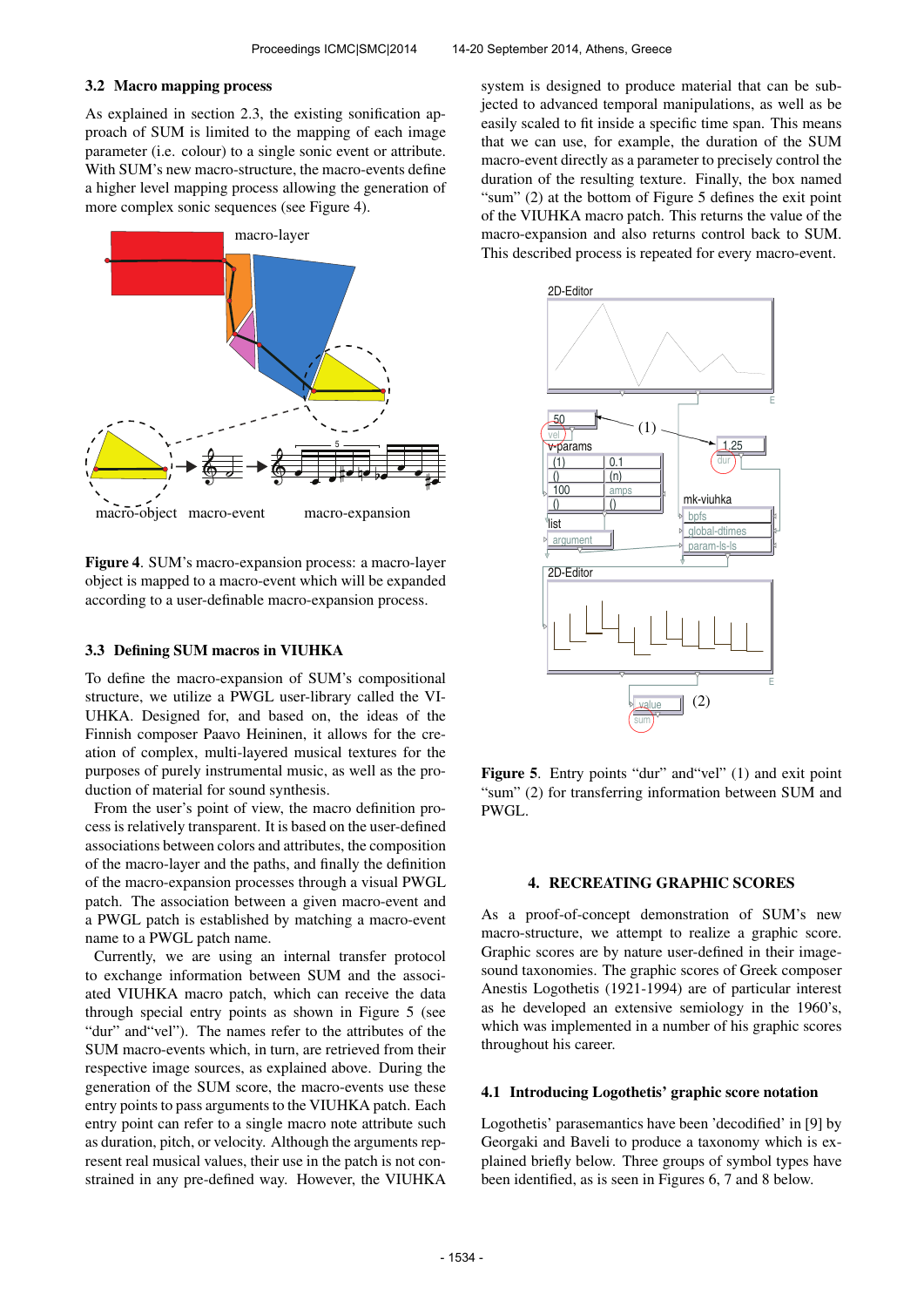### 3.2 Macro mapping process

As explained in section 2.3, the existing sonification approach of SUM is limited to the mapping of each image parameter (i.e. colour) to a single sonic event or attribute. With SUM's new macro-structure, the macro-events define a higher level mapping process allowing the generation of more complex sonic sequences (see Figure 4).

**Figure 4**. SUM's macro-expansion process: a macro-layer object is mapped to a macro-event which will be expanded according to a user-definable macro-expansion process.

### 3.3 Defining SUM macros in VIUHKA

To define the macro-expansion of SUM's compositional structure, we utilize a PWGL user-library called the VIUHKA. Designed for, and based on, the ideas of the Finnish composer Paavo Heininen, it allows for the creation of complex, multi-layered musical textures for the purposes of purely instrumental music, as well as the production of material for sound synthesis.

From the user's point of view, the macro definition process is relatively transparent. It is based on the user-defined associations between colors and attributes, the composition of the macro-layer and the paths, and finally the definition of the macro-expansion processes through a visual PWGL patch. The association between a given macro-event and a PWGL patch is established by matching a macro-event name to a PWGL patch name.

Currently, we are using an internal transfer protocol to exchange information between SUM and the associated VIUHKA macro patch, which can receive the data through special entry points as shown in Figure 5 (see "dur" and"vel"). The names refer to the attributes of the SUM macro-events which, in turn, are retrieved from their respective image sources, as explained above. During the generation of the SUM score, the macro-events use these entry points to pass arguments to the VIUHKA patch. Each entry point can refer to a single macro note attribute such as duration, pitch, or velocity. Although the arguments represent real musical values, their use in the patch is not constrained in any pre-defined way. However, the VIUHKA system is designed to produce material that can be subjected to advanced temporal manipulations, as well as be easily scaled to fit inside a specific time span. This means that we can use, for example, the duration of the SUM macro-event directly as a parameter to precisely control the duration of the resulting texture. Finally, the box named "sum" (2) at the bottom of Figure 5 defines the exit point of the VIUHKA macro patch. This returns the value of the macro-expansion and also returns control back to SUM. This described process is repeated for every macro-event.

**Figure 5**. Entry points "dur" and"vel" (1) and exit point "sum" (2) for transferring information between SUM and PWGL.

## 4. RECREATING GRAPHIC SCORES

As a proof-of-concept demonstration of SUM's new macro-structure, we attempt to realize a graphic score. Graphic scores are by nature user-defined in their image-sound taxonomies. The graphic scores of Greek composer Anestis Logothetis (1921-1994) are of particular interest as he developed an extensive semiology in the 1960's, which was implemented in a number of his graphic scores throughout his career.

### 4.1 Introducing Logothetis' graphic score notation

Logothetis' parasemantics have been 'decodified' in [9] by Georgaki and Baveli to produce a taxonomy which is explained briefly below. Three groups of symbol types have been identified, as is seen in Figures 6, 7 and 8 below.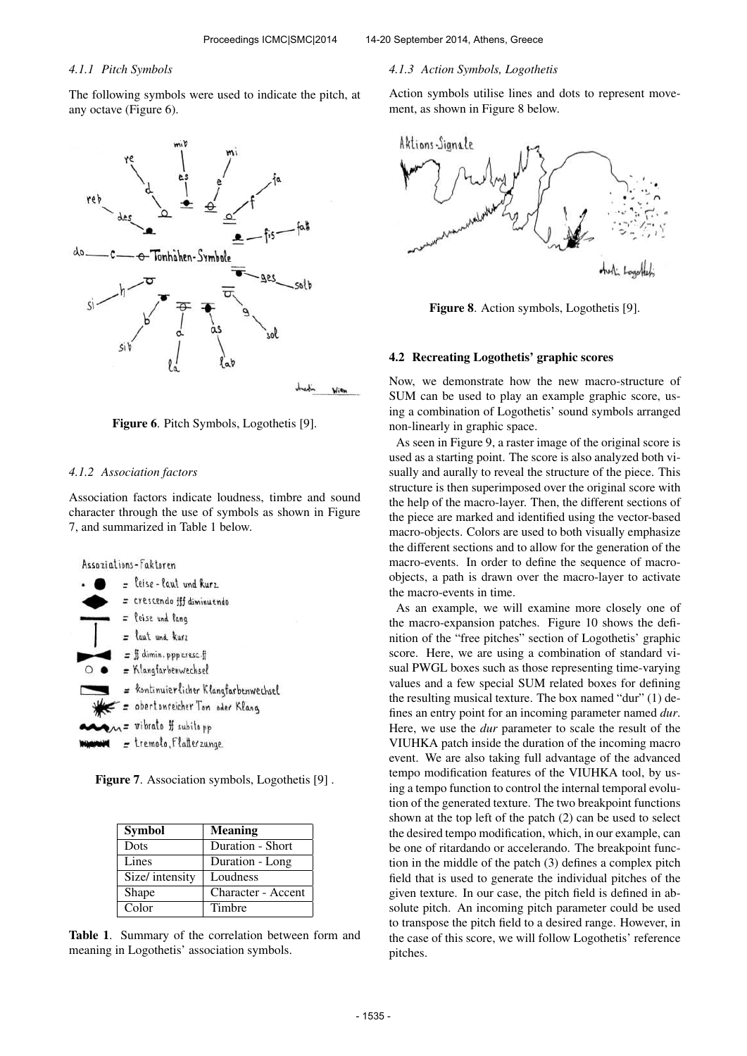#### 4.1.1 Pitch Symbols

The following symbols were used to indicate the pitch, at any octave (Figure 6).

Figure 6. Pitch Symbols, Logothetis [9].

#### 4.1.2 Association factors

Association factors indicate loudness, timbre and sound character through the use of symbols as shown in Figure 7, and summarized in Table 1 below.

Figure 7. Association symbols, Logothetis [9] .

| Symbol | Meaning |
|---|---|
| Dots | Duration - Short |
| Lines | Duration - Long |
| Size/ intensity | Loudness |
| Shape | Character - Accent |
| Color | Timbre |

**Table 1**. Summary of the correlation between form and meaning in Logothetis' association symbols.

#### 4.1.3 Action Symbols, Logothetis

Action symbols utilise lines and dots to represent movement, as shown in Figure 8 below.

Figure 8. Action symbols, Logothetis [9].

### 4.2 Recreating Logothetis' graphic scores

Now, we demonstrate how the new macro-structure of SUM can be used to play an example graphic score, using a combination of Logothetis' sound symbols arranged non-linearly in graphic space.

As seen in Figure 9, a raster image of the original score is used as a starting point. The score is also analyzed both visually and aurally to reveal the structure of the piece. This structure is then superimposed over the original score with the help of the macro-layer. Then, the different sections of the piece are marked and identified using the vector-based macro-objects. Colors are used to both visually emphasize the different sections and to allow for the generation of the macro-events. In order to define the sequence of macro-objects, a path is drawn over the macro-layer to activate the macro-events in time.

As an example, we will examine more closely one of the macro-expansion patches. Figure 10 shows the definition of the "free pitches" section of Logothetis' graphic score. Here, we are using a combination of standard visual PWGL boxes such as those representing time-varying values and a few special SUM related boxes for defining the resulting musical texture. The box named "dur" (1) defines an entry point for an incoming parameter named *dur*. Here, we use the *dur* parameter to scale the result of the VIUHKA patch inside the duration of the incoming macro event. We are also taking full advantage of the advanced tempo modification features of the VIUHKA tool, by using a tempo function to control the internal temporal evolution of the generated texture. The two breakpoint functions shown at the top left of the patch (2) can be used to select the desired tempo modification, which, in our example, can be one of ritardando or accelerando. The breakpoint function in the middle of the patch (3) defines a complex pitch field that is used to generate the individual pitches of the given texture. In our case, the pitch field is defined in absolute pitch. An incoming pitch parameter could be used to transpose the pitch field to a desired range. However, in the case of this score, we will follow Logothetis' reference pitches.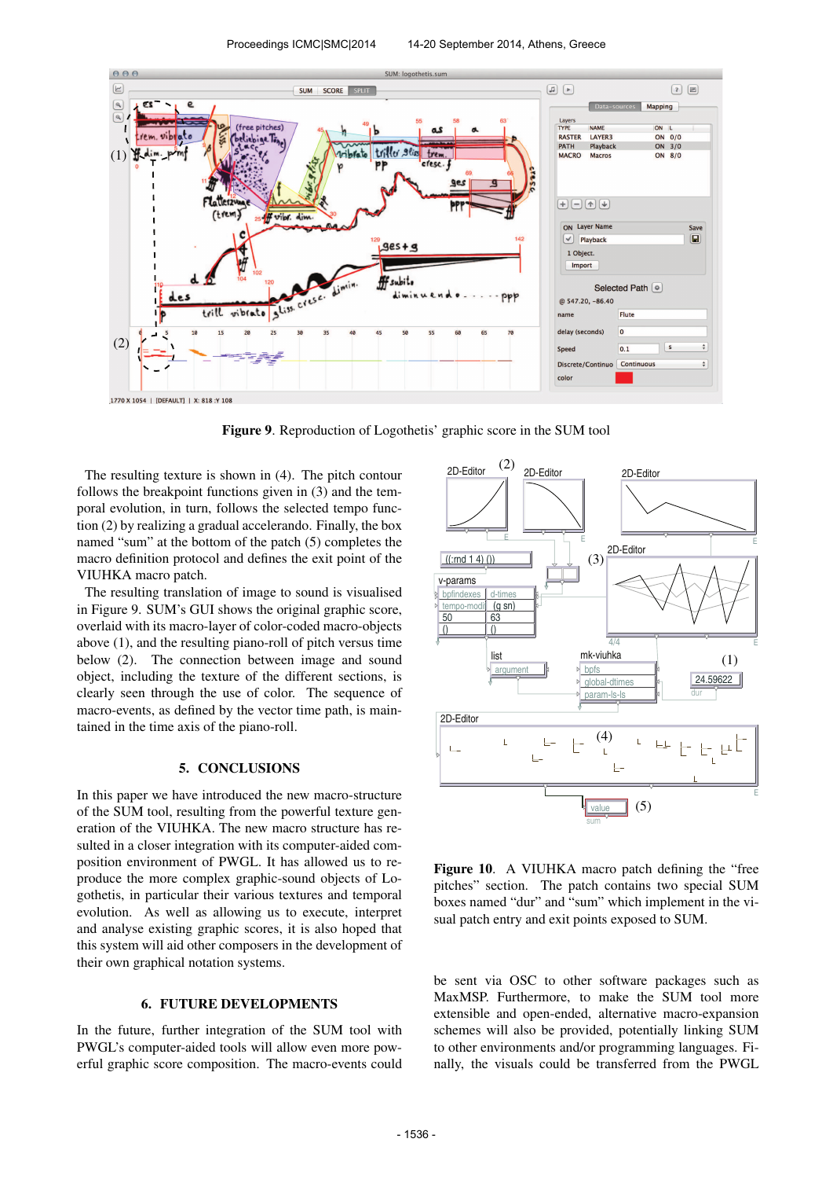**Figure 9**. Reproduction of Logothetis' graphic score in the SUM tool

The resulting texture is shown in (4). The pitch contour follows the breakpoint functions given in (3) and the temporal evolution, in turn, follows the selected tempo function (2) by realizing a gradual accelerando. Finally, the box named "sum" at the bottom of the patch (5) completes the macro definition protocol and defines the exit point of the VIUHKA macro patch.

The resulting translation of image to sound is visualised in Figure 9. SUM's GUI shows the original graphic score, overlaid with its macro-layer of color-coded macro-objects above (1), and the resulting piano-roll of pitch versus time below (2). The connection between image and sound object, including the texture of the different sections, is clearly seen through the use of color. The sequence of macro-events, as defined by the vector time path, is maintained in the time axis of the piano-roll.

## 5. CONCLUSIONS

In this paper we have introduced the new macro-structure of the SUM tool, resulting from the powerful texture generation of the VIUHKA. The new macro structure has resulted in a closer integration with its computer-aided composition environment of PWGL. It has allowed us to reproduce the more complex graphic-sound objects of Logothetis, in particular their various textures and temporal evolution. As well as allowing us to execute, interpret and analyse existing graphic scores, it is also hoped that this system will aid other composers in the development of their own graphical notation systems.

## 6. FUTURE DEVELOPMENTS

In the future, further integration of the SUM tool with PWGL's computer-aided tools will allow even more powerful graphic score composition. The macro-events could be sent via OSC to other software packages such as MaxMSP. Furthermore, to make the SUM tool more extensible and open-ended, alternative macro-expansion schemes will also be provided, potentially linking SUM to other environments and/or programming languages. Finally, the visuals could be transferred from the PWGL

**Figure 10**. A VIUHKA macro patch defining the "free pitches" section. The patch contains two special SUM boxes named "dur" and "sum" which implement in the visual patch entry and exit points exposed to SUM.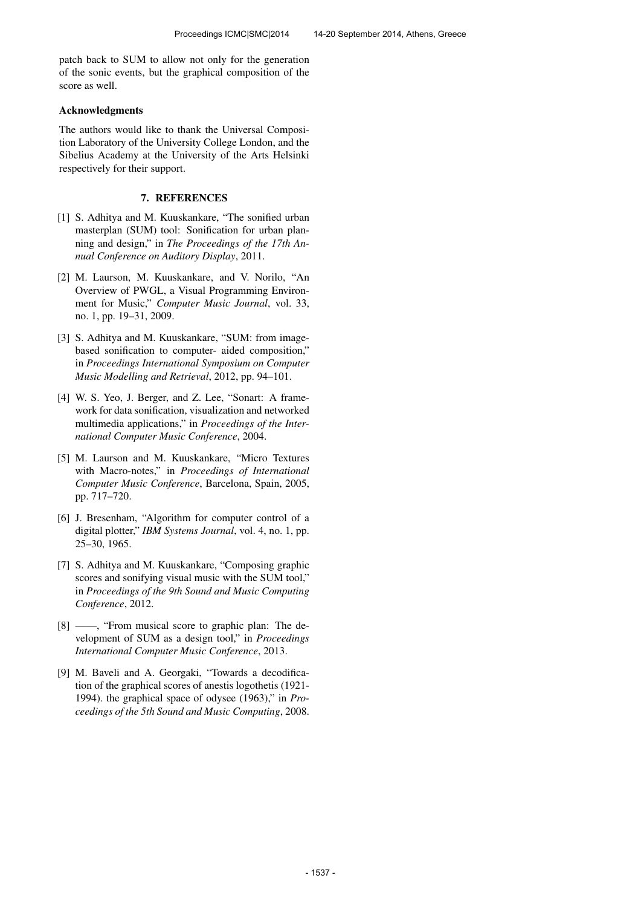patch back to SUM to allow not only for the generation of the sonic events, but the graphical composition of the score as well.

### Acknowledgments

The authors would like to thank the Universal Composition Laboratory of the University College London, and the Sibelius Academy at the University of the Arts Helsinki respectively for their support.

## 7. REFERENCES

[1] S. Adhitya and M. Kuuskankare, "The sonified urban masterplan (SUM) tool: Sonification for urban planning and design," in *The Proceedings of the 17th Annual Conference on Auditory Display*, 2011.

[2] M. Laurson, M. Kuuskankare, and V. Norilo, "An Overview of PWGL, a Visual Programming Environment for Music," *Computer Music Journal*, vol. 33, no. 1, pp. 19–31, 2009.

[3] S. Adhitya and M. Kuuskankare, "SUM: from image-based sonification to computer- aided composition," in *Proceedings International Symposium on Computer Music Modelling and Retrieval*, 2012, pp. 94–101.

[4] W. S. Yeo, J. Berger, and Z. Lee, "Sonart: A framework for data sonification, visualization and networked multimedia applications," in *Proceedings of the International Computer Music Conference*, 2004.

[5] M. Laurson and M. Kuuskankare, "Micro Textures with Macro-notes," in *Proceedings of International Computer Music Conference*, Barcelona, Spain, 2005, pp. 717–720.

[6] J. Bresenham, "Algorithm for computer control of a digital plotter," *IBM Systems Journal*, vol. 4, no. 1, pp. 25–30, 1965.

[7] S. Adhitya and M. Kuuskankare, "Composing graphic scores and sonifying visual music with the SUM tool," in *Proceedings of the 9th Sound and Music Computing Conference*, 2012.

[8] ——, "From musical score to graphic plan: The development of SUM as a design tool," in *Proceedings International Computer Music Conference*, 2013.

[9] M. Baveli and A. Georgaki, "Towards a decodification of the graphical scores of anestis logothetis (1921-1994). the graphical space of odysee (1963)," in *Proceedings of the 5th Sound and Music Computing*, 2008.